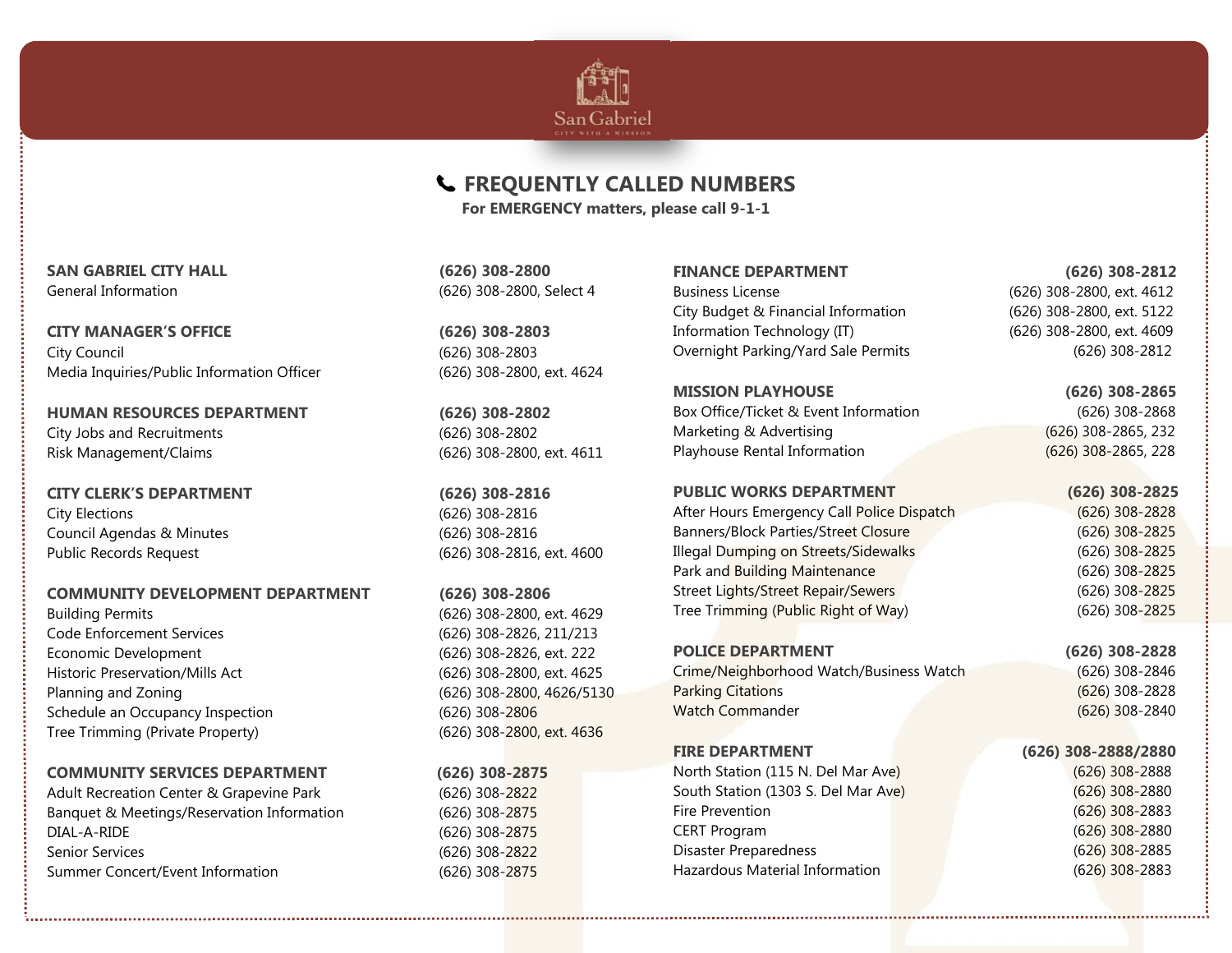# FREQUENTLY CALLED NUMBERS

**For EMERGENCY matters, please call 9-1-1**

| **SAN GABRIEL CITY HALL** | **(626) 308-2800** |
|---|---|
| General Information | (626) 308-2800, Select 4 |

| **CITY MANAGER'S OFFICE** | **(626) 308-2803** |
|---|---|
| City Council | (626) 308-2803 |
| Media Inquiries/Public Information Officer | (626) 308-2800, ext. 4624 |

| **HUMAN RESOURCES DEPARTMENT** | **(626) 308-2802** |
|---|---|
| City Jobs and Recruitments | (626) 308-2802 |
| Risk Management/Claims | (626) 308-2800, ext. 4611 |

| **CITY CLERK'S DEPARTMENT** | **(626) 308-2816** |
|---|---|
| City Elections | (626) 308-2816 |
| Council Agendas & Minutes | (626) 308-2816 |
| Public Records Request | (626) 308-2816, ext. 4600 |

| **COMMUNITY DEVELOPMENT DEPARTMENT** | **(626) 308-2806** |
|---|---|
| Building Permits | (626) 308-2800, ext. 4629 |
| Code Enforcement Services | (626) 308-2826, 211/213 |
| Economic Development | (626) 308-2826, ext. 222 |
| Historic Preservation/Mills Act | (626) 308-2800, ext. 4625 |
| Planning and Zoning | (626) 308-2800, 4626/5130 |
| Schedule an Occupancy Inspection | (626) 308-2806 |
| Tree Trimming (Private Property) | (626) 308-2800, ext. 4636 |

| **COMMUNITY SERVICES DEPARTMENT** | **(626) 308-2875** |
|---|---|
| Adult Recreation Center & Grapevine Park | (626) 308-2822 |
| Banquet & Meetings/Reservation Information | (626) 308-2875 |
| DIAL-A-RIDE | (626) 308-2875 |
| Senior Services | (626) 308-2822 |
| Summer Concert/Event Information | (626) 308-2875 |

| **FINANCE DEPARTMENT** | **(626) 308-2812** |
|---|---|
| Business License | (626) 308-2800, ext. 4612 |
| City Budget & Financial Information | (626) 308-2800, ext. 5122 |
| Information Technology (IT) | (626) 308-2800, ext. 4609 |
| Overnight Parking/Yard Sale Permits | (626) 308-2812 |

| **MISSION PLAYHOUSE** | **(626) 308-2865** |
|---|---|
| Box Office/Ticket & Event Information | (626) 308-2868 |
| Marketing & Advertising | (626) 308-2865, 232 |
| Playhouse Rental Information | (626) 308-2865, 228 |

| **PUBLIC WORKS DEPARTMENT** | **(626) 308-2825** |
|---|---|
| After Hours Emergency Call Police Dispatch | (626) 308-2828 |
| Banners/Block Parties/Street Closure | (626) 308-2825 |
| Illegal Dumping on Streets/Sidewalks | (626) 308-2825 |
| Park and Building Maintenance | (626) 308-2825 |
| Street Lights/Street Repair/Sewers | (626) 308-2825 |
| Tree Trimming (Public Right of Way) | (626) 308-2825 |

| **POLICE DEPARTMENT** | **(626) 308-2828** |
|---|---|
| Crime/Neighborhood Watch/Business Watch | (626) 308-2846 |
| Parking Citations | (626) 308-2828 |
| Watch Commander | (626) 308-2840 |

| **FIRE DEPARTMENT** | **(626) 308-2888/2880** |
|---|---|
| North Station (115 N. Del Mar Ave) | (626) 308-2888 |
| South Station (1303 S. Del Mar Ave) | (626) 308-2880 |
| Fire Prevention | (626) 308-2883 |
| CERT Program | (626) 308-2880 |
| Disaster Preparedness | (626) 308-2885 |
| Hazardous Material Information | (626) 308-2883 |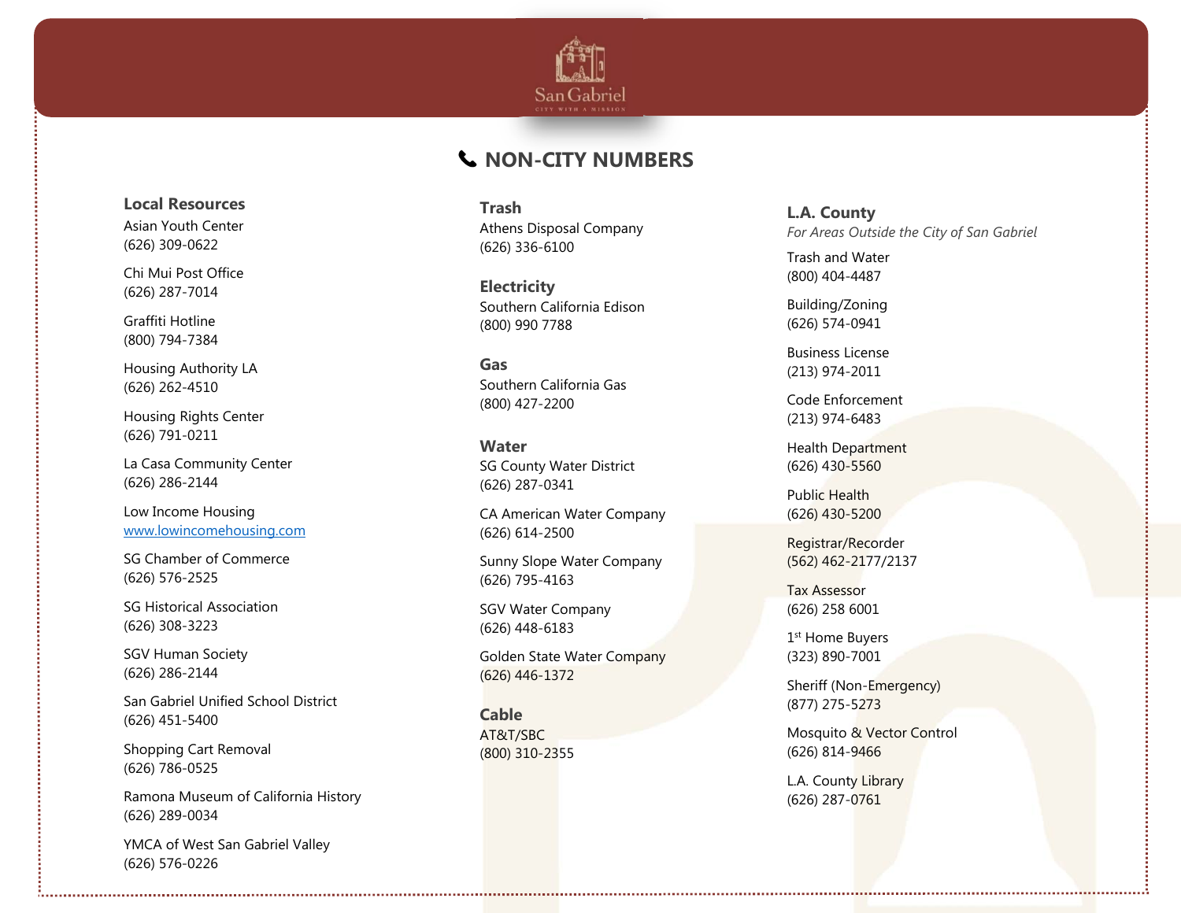# NON-CITY NUMBERS

## Local Resources

Asian Youth Center
(626) 309-0622

Chi Mui Post Office
(626) 287-7014

Graffiti Hotline
(800) 794-7384

Housing Authority LA
(626) 262-4510

Housing Rights Center
(626) 791-0211

La Casa Community Center
(626) 286-2144

Low Income Housing
www.lowincomehousing.com

SG Chamber of Commerce
(626) 576-2525

SG Historical Association
(626) 308-3223

SGV Human Society
(626) 286-2144

San Gabriel Unified School District
(626) 451-5400

Shopping Cart Removal
(626) 786-0525

Ramona Museum of California History
(626) 289-0034

YMCA of West San Gabriel Valley
(626) 576-0226

## Trash

Athens Disposal Company
(626) 336-6100

## Electricity

Southern California Edison
(800) 990 7788

## Gas

Southern California Gas
(800) 427-2200

## Water

SG County Water District
(626) 287-0341

CA American Water Company
(626) 614-2500

Sunny Slope Water Company
(626) 795-4163

SGV Water Company
(626) 448-6183

Golden State Water Company
(626) 446-1372

## Cable

AT&T/SBC
(800) 310-2355

## L.A. County

*For Areas Outside the City of San Gabriel*

Trash and Water
(800) 404-4487

Building/Zoning
(626) 574-0941

Business License
(213) 974-2011

Code Enforcement
(213) 974-6483

Health Department
(626) 430-5560

Public Health
(626) 430-5200

Registrar/Recorder
(562) 462-2177/2137

Tax Assessor
(626) 258 6001

1st Home Buyers
(323) 890-7001

Sheriff (Non-Emergency)
(877) 275-5273

Mosquito & Vector Control
(626) 814-9466

L.A. County Library
(626) 287-0761